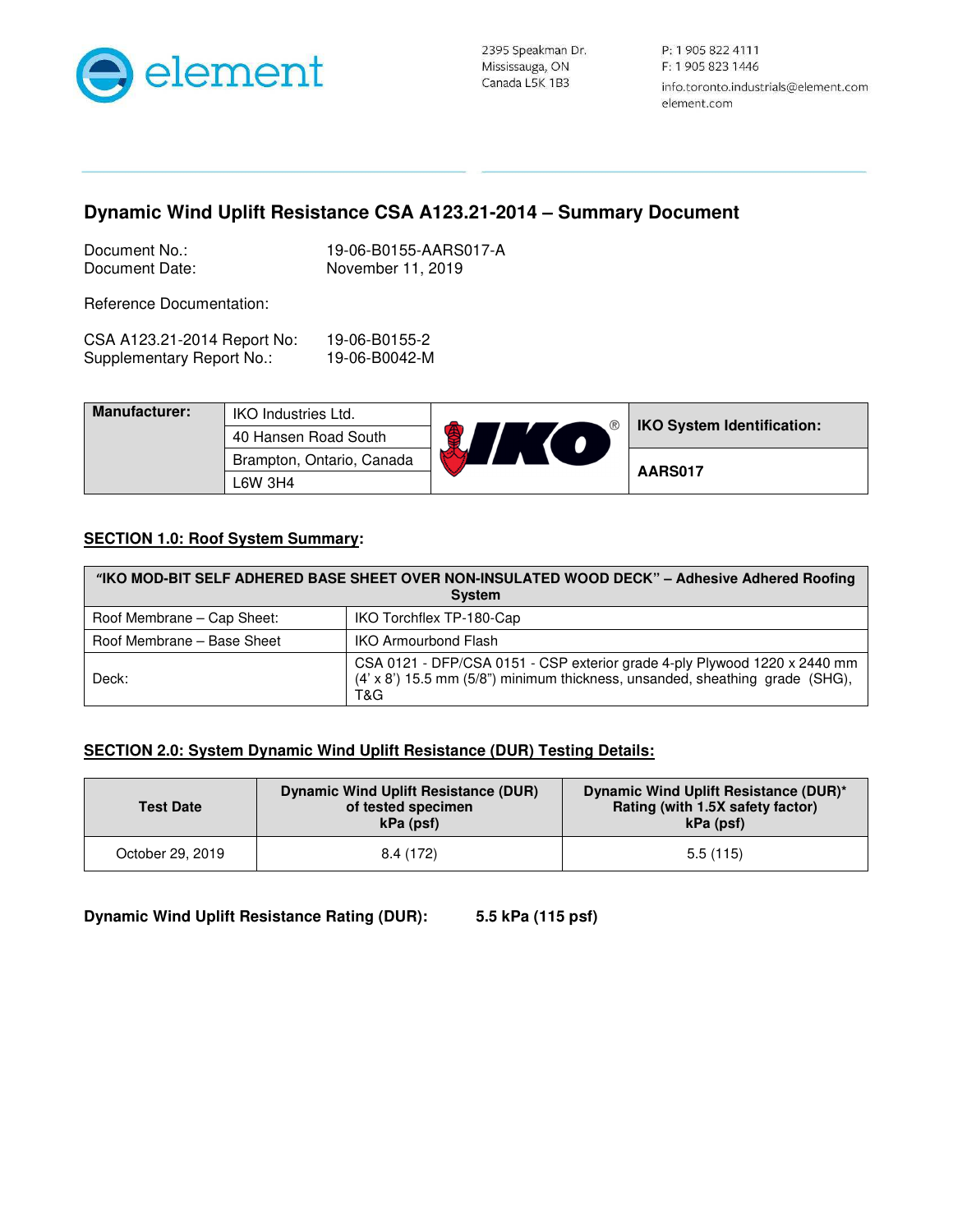2395 Speakman Dr.
Mississauga, ON
Canada L5K 1B3

P: 1 905 822 4111
F: 1 905 823 1446
info.toronto.industrials@element.com
element.com

## Dynamic Wind Uplift Resistance CSA A123.21-2014 – Summary Document

Document No.: 19-06-B0155-AARS017-A
Document Date: November 11, 2019

Reference Documentation:

CSA A123.21-2014 Report No: 19-06-B0155-2
Supplementary Report No.: 19-06-B0042-M

| Manufacturer: | IKO Industries Ltd. | IKO System Identification: |
|---|---|---|
| | 40 Hansen Road South | |
| | Brampton, Ontario, Canada | AARS017 |
| | L6W 3H4 | |

### SECTION 1.0: Roof System Summary:

| "IKO MOD-BIT SELF ADHERED BASE SHEET OVER NON-INSULATED WOOD DECK" – Adhesive Adhered Roofing System | |
|---|---|
| Roof Membrane – Cap Sheet: | IKO Torchflex TP-180-Cap |
| Roof Membrane – Base Sheet | IKO Armourbond Flash |
| Deck: | CSA 0121 - DFP/CSA 0151 - CSP exterior grade 4-ply Plywood 1220 x 2440 mm (4' x 8') 15.5 mm (5/8") minimum thickness, unsanded, sheathing grade (SHG), T&G |

### SECTION 2.0: System Dynamic Wind Uplift Resistance (DUR) Testing Details:

| Test Date | Dynamic Wind Uplift Resistance (DUR) of tested specimen kPa (psf) | Dynamic Wind Uplift Resistance (DUR)* Rating (with 1.5X safety factor) kPa (psf) |
|---|---|---|
| October 29, 2019 | 8.4 (172) | 5.5 (115) |

**Dynamic Wind Uplift Resistance Rating (DUR): 5.5 kPa (115 psf)**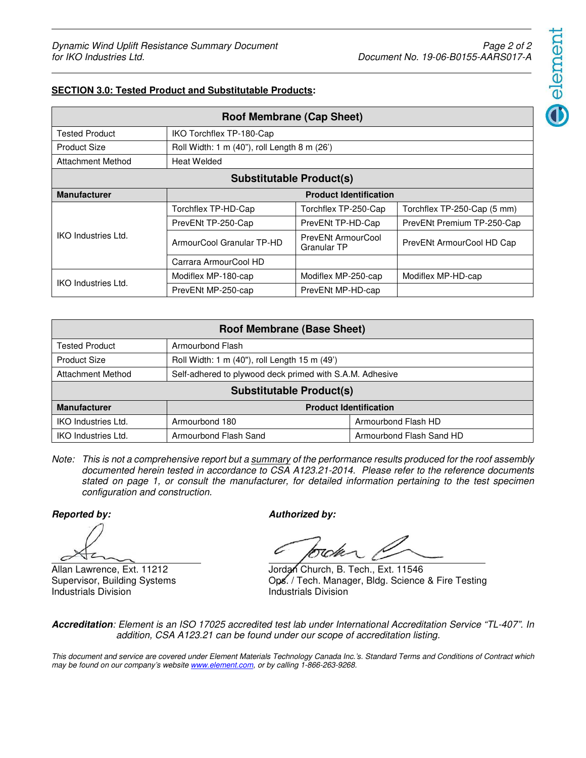**SECTION 3.0: Tested Product and Substitutable Products:**

| Roof Membrane (Cap Sheet) | | | |
|---|---|---|---|
| Tested Product | IKO Torchflex TP-180-Cap | | |
| Product Size | Roll Width: 1 m (40"), roll Length 8 m (26') | | |
| Attachment Method | Heat Welded | | |
| **Substitutable Product(s)** | | | |
| **Manufacturer** | **Product Identification** | | |
| IKO Industries Ltd. | Torchflex TP-HD-Cap | Torchflex TP-250-Cap | Torchflex TP-250-Cap (5 mm) |
| | PrevENt TP-250-Cap | PrevENt TP-HD-Cap | PrevENt Premium TP-250-Cap |
| | ArmourCool Granular TP-HD | PrevENt ArmourCool Granular TP | PrevENt ArmourCool HD Cap |
| | Carrara ArmourCool HD | | |
| IKO Industries Ltd. | Modiflex MP-180-cap | Modiflex MP-250-cap | Modiflex MP-HD-cap |
| | PrevENt MP-250-cap | PrevENt MP-HD-cap | |

| Roof Membrane (Base Sheet) | | |
|---|---|---|
| Tested Product | Armourbond Flash | |
| Product Size | Roll Width: 1 m (40"), roll Length 15 m (49') | |
| Attachment Method | Self-adhered to plywood deck primed with S.A.M. Adhesive | |
| **Substitutable Product(s)** | | |
| **Manufacturer** | **Product Identification** | |
| IKO Industries Ltd. | Armourbond 180 | Armourbond Flash HD |
| IKO Industries Ltd. | Armourbond Flash Sand | Armourbond Flash Sand HD |

*Note: This is not a comprehensive report but a summary of the performance results produced for the roof assembly documented herein tested in accordance to CSA A123.21-2014. Please refer to the reference documents stated on page 1, or consult the manufacturer, for detailed information pertaining to the test specimen configuration and construction.*

***Reported by:***

Allan Lawrence, Ext. 11212
Supervisor, Building Systems
Industrials Division

***Authorized by:***

Jordan Church, B. Tech., Ext. 11546
Ops. / Tech. Manager, Bldg. Science & Fire Testing
Industrials Division

***Accreditation**: Element is an ISO 17025 accredited test lab under International Accreditation Service "TL-407". In addition, CSA A123.21 can be found under our scope of accreditation listing.*

*This document and service are covered under Element Materials Technology Canada Inc.'s. Standard Terms and Conditions of Contract which may be found on our company's website www.element.com, or by calling 1-866-263-9268.*